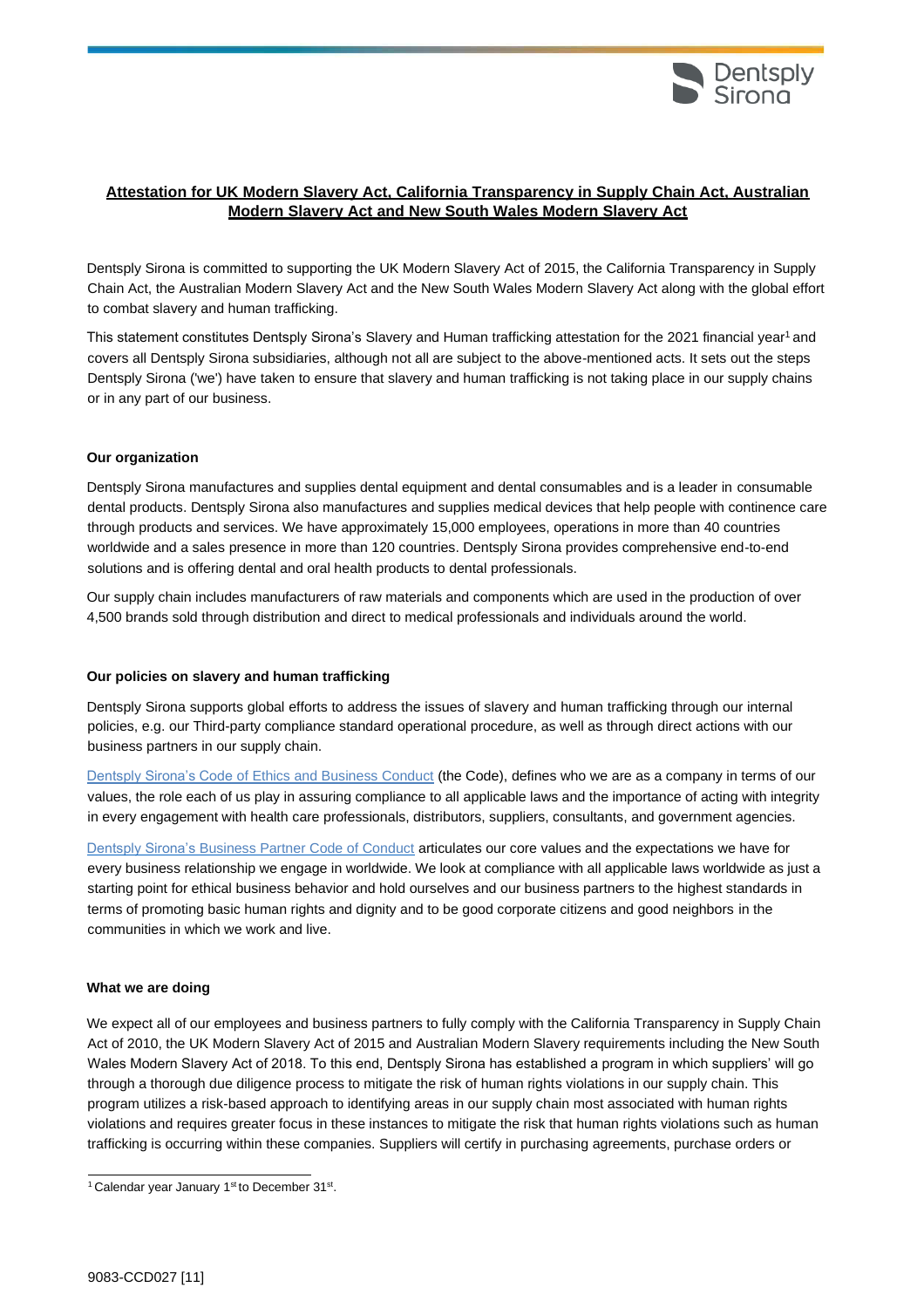# Attestation for UK Modern Slavery Act, California Transparency in Supply Chain Act, Australian Modern Slavery Act and New South Wales Modern Slavery Act

Dentsply Sirona is committed to supporting the UK Modern Slavery Act of 2015, the California Transparency in Supply Chain Act, the Australian Modern Slavery Act and the New South Wales Modern Slavery Act along with the global effort to combat slavery and human trafficking.

This statement constitutes Dentsply Sirona's Slavery and Human trafficking attestation for the 2021 financial year[1] and covers all Dentsply Sirona subsidiaries, although not all are subject to the above-mentioned acts. It sets out the steps Dentsply Sirona ('we') have taken to ensure that slavery and human trafficking is not taking place in our supply chains or in any part of our business.

### Our organization

Dentsply Sirona manufactures and supplies dental equipment and dental consumables and is a leader in consumable dental products. Dentsply Sirona also manufactures and supplies medical devices that help people with continence care through products and services. We have approximately 15,000 employees, operations in more than 40 countries worldwide and a sales presence in more than 120 countries. Dentsply Sirona provides comprehensive end-to-end solutions and is offering dental and oral health products to dental professionals.

Our supply chain includes manufacturers of raw materials and components which are used in the production of over 4,500 brands sold through distribution and direct to medical professionals and individuals around the world.

### Our policies on slavery and human trafficking

Dentsply Sirona supports global efforts to address the issues of slavery and human trafficking through our internal policies, e.g. our Third-party compliance standard operational procedure, as well as through direct actions with our business partners in our supply chain.

Dentsply Sirona's Code of Ethics and Business Conduct (the Code), defines who we are as a company in terms of our values, the role each of us play in assuring compliance to all applicable laws and the importance of acting with integrity in every engagement with health care professionals, distributors, suppliers, consultants, and government agencies.

Dentsply Sirona's Business Partner Code of Conduct articulates our core values and the expectations we have for every business relationship we engage in worldwide. We look at compliance with all applicable laws worldwide as just a starting point for ethical business behavior and hold ourselves and our business partners to the highest standards in terms of promoting basic human rights and dignity and to be good corporate citizens and good neighbors in the communities in which we work and live.

### What we are doing

We expect all of our employees and business partners to fully comply with the California Transparency in Supply Chain Act of 2010, the UK Modern Slavery Act of 2015 and Australian Modern Slavery requirements including the New South Wales Modern Slavery Act of 2018. To this end, Dentsply Sirona has established a program in which suppliers' will go through a thorough due diligence process to mitigate the risk of human rights violations in our supply chain. This program utilizes a risk-based approach to identifying areas in our supply chain most associated with human rights violations and requires greater focus in these instances to mitigate the risk that human rights violations such as human trafficking is occurring within these companies. Suppliers will certify in purchasing agreements, purchase orders or

[1] Calendar year January 1st to December 31st.

9083-CCD027 [11]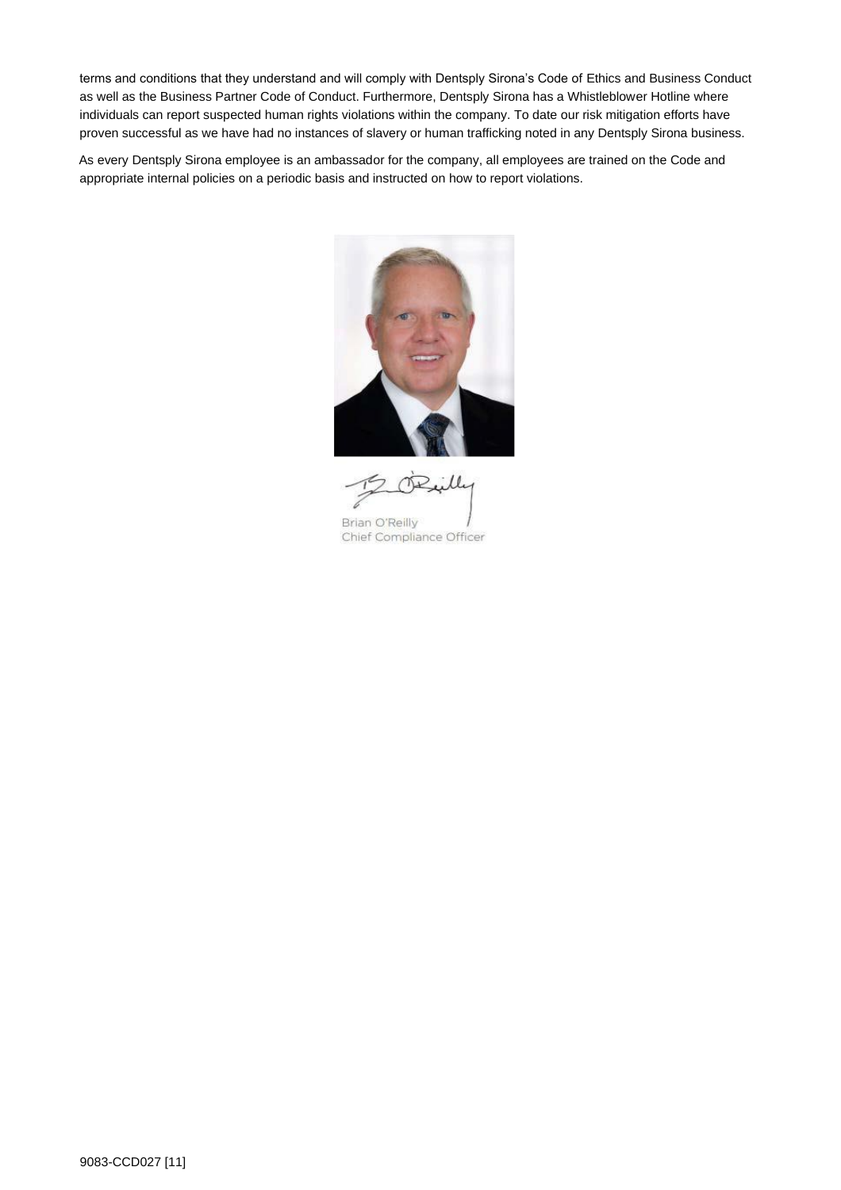terms and conditions that they understand and will comply with Dentsply Sirona's Code of Ethics and Business Conduct as well as the Business Partner Code of Conduct. Furthermore, Dentsply Sirona has a Whistleblower Hotline where individuals can report suspected human rights violations within the company. To date our risk mitigation efforts have proven successful as we have had no instances of slavery or human trafficking noted in any Dentsply Sirona business.

As every Dentsply Sirona employee is an ambassador for the company, all employees are trained on the Code and appropriate internal policies on a periodic basis and instructed on how to report violations.

Brian O'Reilly
Chief Compliance Officer

9083-CCD027 [11]